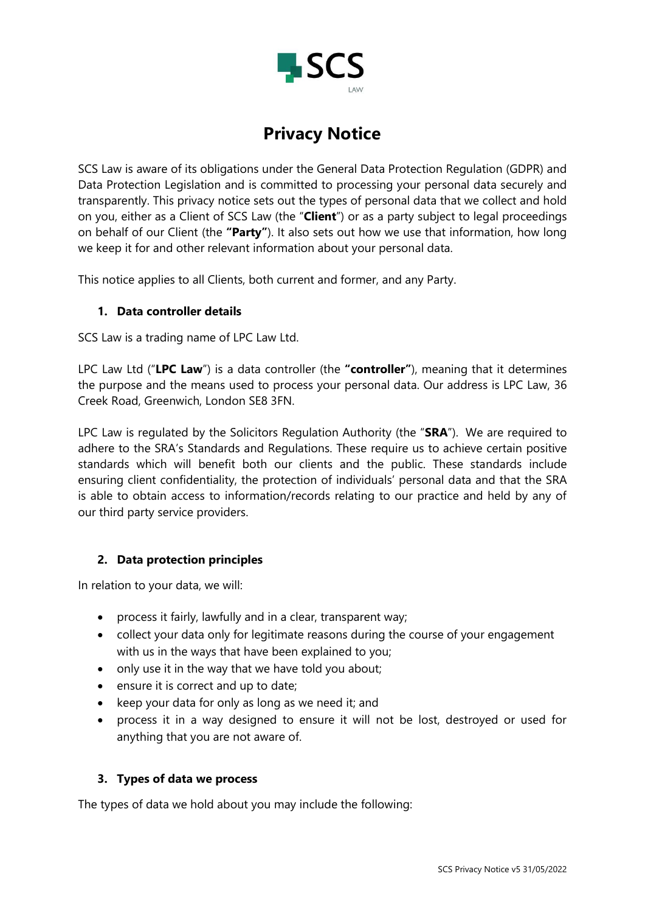# Privacy Notice

SCS Law is aware of its obligations under the General Data Protection Regulation (GDPR) and Data Protection Legislation and is committed to processing your personal data securely and transparently. This privacy notice sets out the types of personal data that we collect and hold on you, either as a Client of SCS Law (the "**Client**") or as a party subject to legal proceedings on behalf of our Client (the **"Party"**). It also sets out how we use that information, how long we keep it for and other relevant information about your personal data.

This notice applies to all Clients, both current and former, and any Party.

## 1. Data controller details

SCS Law is a trading name of LPC Law Ltd.

LPC Law Ltd ("**LPC Law**") is a data controller (the **"controller"**), meaning that it determines the purpose and the means used to process your personal data. Our address is LPC Law, 36 Creek Road, Greenwich, London SE8 3FN.

LPC Law is regulated by the Solicitors Regulation Authority (the "**SRA**"). We are required to adhere to the SRA's Standards and Regulations. These require us to achieve certain positive standards which will benefit both our clients and the public. These standards include ensuring client confidentiality, the protection of individuals' personal data and that the SRA is able to obtain access to information/records relating to our practice and held by any of our third party service providers.

## 2. Data protection principles

In relation to your data, we will:

- process it fairly, lawfully and in a clear, transparent way;
- collect your data only for legitimate reasons during the course of your engagement with us in the ways that have been explained to you;
- only use it in the way that we have told you about;
- ensure it is correct and up to date;
- keep your data for only as long as we need it; and
- process it in a way designed to ensure it will not be lost, destroyed or used for anything that you are not aware of.

## 3. Types of data we process

The types of data we hold about you may include the following: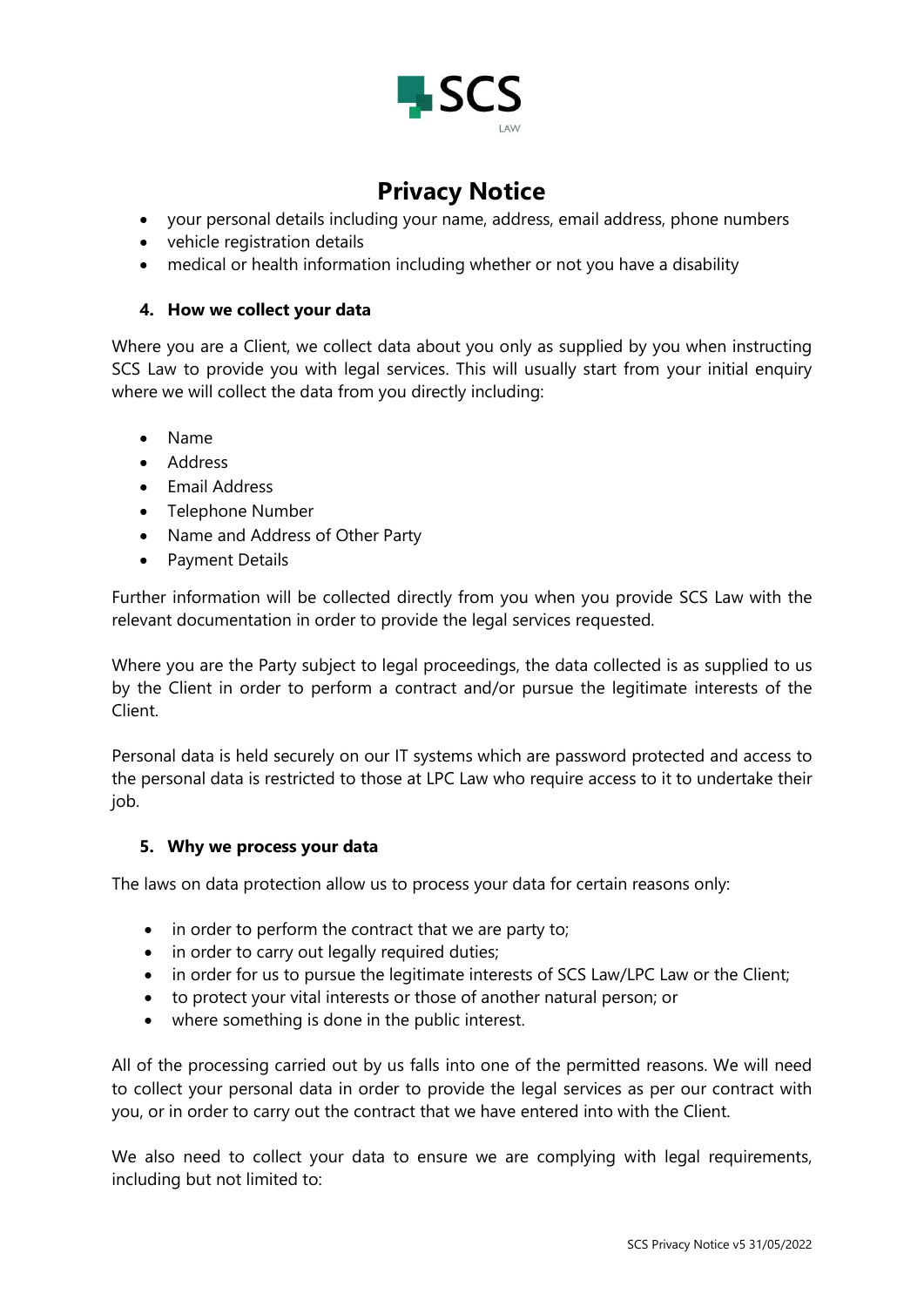# Privacy Notice

- your personal details including your name, address, email address, phone numbers
- vehicle registration details
- medical or health information including whether or not you have a disability

## 4. How we collect your data

Where you are a Client, we collect data about you only as supplied by you when instructing SCS Law to provide you with legal services. This will usually start from your initial enquiry where we will collect the data from you directly including:

- Name
- Address
- Email Address
- Telephone Number
- Name and Address of Other Party
- Payment Details

Further information will be collected directly from you when you provide SCS Law with the relevant documentation in order to provide the legal services requested.

Where you are the Party subject to legal proceedings, the data collected is as supplied to us by the Client in order to perform a contract and/or pursue the legitimate interests of the Client.

Personal data is held securely on our IT systems which are password protected and access to the personal data is restricted to those at LPC Law who require access to it to undertake their job.

## 5. Why we process your data

The laws on data protection allow us to process your data for certain reasons only:

- in order to perform the contract that we are party to;
- in order to carry out legally required duties;
- in order for us to pursue the legitimate interests of SCS Law/LPC Law or the Client;
- to protect your vital interests or those of another natural person; or
- where something is done in the public interest.

All of the processing carried out by us falls into one of the permitted reasons. We will need to collect your personal data in order to provide the legal services as per our contract with you, or in order to carry out the contract that we have entered into with the Client.

We also need to collect your data to ensure we are complying with legal requirements, including but not limited to: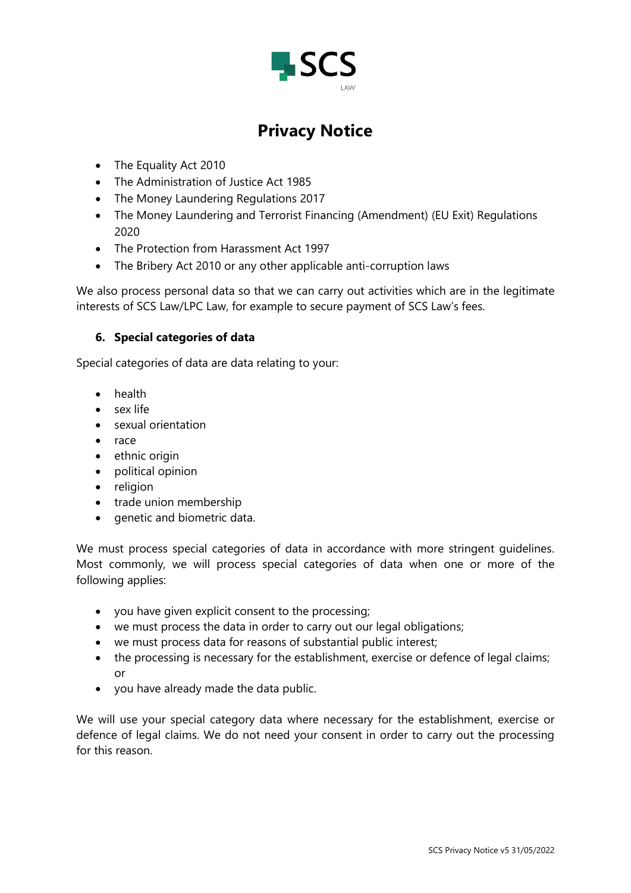- The Equality Act 2010
- The Administration of Justice Act 1985
- The Money Laundering Regulations 2017
- The Money Laundering and Terrorist Financing (Amendment) (EU Exit) Regulations 2020
- The Protection from Harassment Act 1997
- The Bribery Act 2010 or any other applicable anti-corruption laws

We also process personal data so that we can carry out activities which are in the legitimate interests of SCS Law/LPC Law, for example to secure payment of SCS Law's fees.

## 6. Special categories of data

Special categories of data are data relating to your:

- health
- sex life
- sexual orientation
- race
- ethnic origin
- political opinion
- religion
- trade union membership
- genetic and biometric data.

We must process special categories of data in accordance with more stringent guidelines. Most commonly, we will process special categories of data when one or more of the following applies:

- you have given explicit consent to the processing;
- we must process the data in order to carry out our legal obligations;
- we must process data for reasons of substantial public interest;
- the processing is necessary for the establishment, exercise or defence of legal claims; or
- you have already made the data public.

We will use your special category data where necessary for the establishment, exercise or defence of legal claims. We do not need your consent in order to carry out the processing for this reason.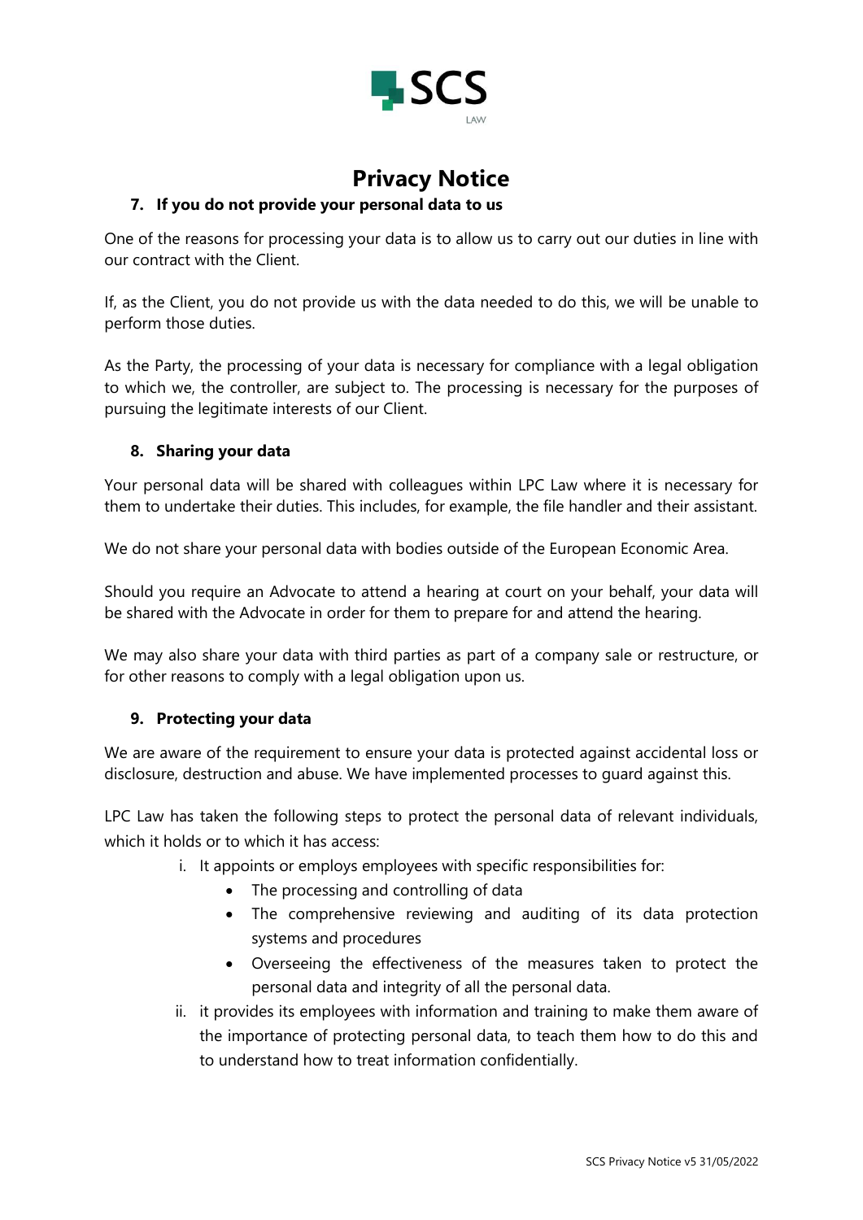# Privacy Notice

## 7. If you do not provide your personal data to us

One of the reasons for processing your data is to allow us to carry out our duties in line with our contract with the Client.

If, as the Client, you do not provide us with the data needed to do this, we will be unable to perform those duties.

As the Party, the processing of your data is necessary for compliance with a legal obligation to which we, the controller, are subject to. The processing is necessary for the purposes of pursuing the legitimate interests of our Client.

## 8. Sharing your data

Your personal data will be shared with colleagues within LPC Law where it is necessary for them to undertake their duties. This includes, for example, the file handler and their assistant.

We do not share your personal data with bodies outside of the European Economic Area.

Should you require an Advocate to attend a hearing at court on your behalf, your data will be shared with the Advocate in order for them to prepare for and attend the hearing.

We may also share your data with third parties as part of a company sale or restructure, or for other reasons to comply with a legal obligation upon us.

## 9. Protecting your data

We are aware of the requirement to ensure your data is protected against accidental loss or disclosure, destruction and abuse. We have implemented processes to guard against this.

LPC Law has taken the following steps to protect the personal data of relevant individuals, which it holds or to which it has access:

i. It appoints or employs employees with specific responsibilities for:
   - The processing and controlling of data
   - The comprehensive reviewing and auditing of its data protection systems and procedures
   - Overseeing the effectiveness of the measures taken to protect the personal data and integrity of all the personal data.

ii. it provides its employees with information and training to make them aware of the importance of protecting personal data, to teach them how to do this and to understand how to treat information confidentially.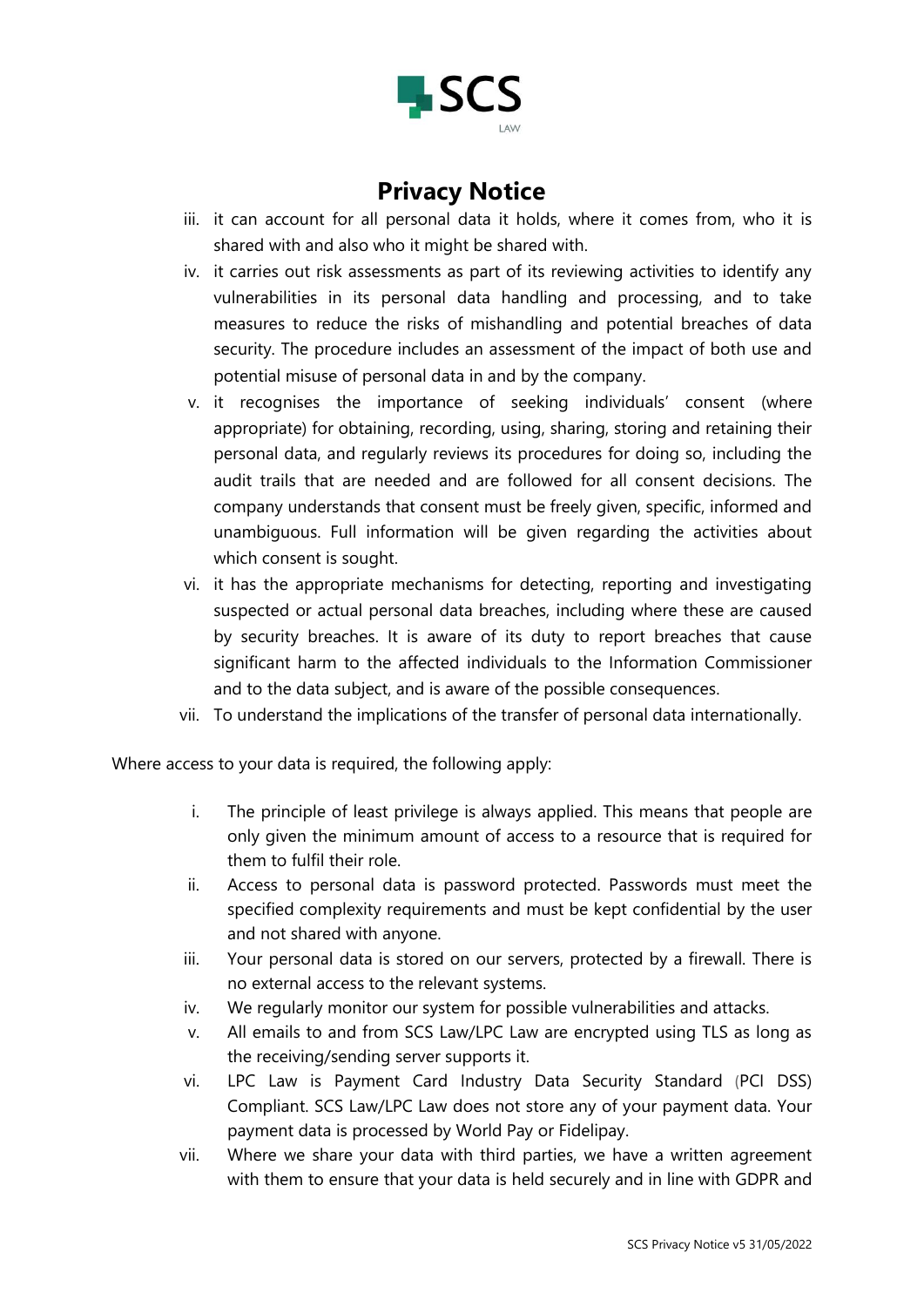# Privacy Notice

iii. it can account for all personal data it holds, where it comes from, who it is shared with and also who it might be shared with.

iv. it carries out risk assessments as part of its reviewing activities to identify any vulnerabilities in its personal data handling and processing, and to take measures to reduce the risks of mishandling and potential breaches of data security. The procedure includes an assessment of the impact of both use and potential misuse of personal data in and by the company.

v. it recognises the importance of seeking individuals' consent (where appropriate) for obtaining, recording, using, sharing, storing and retaining their personal data, and regularly reviews its procedures for doing so, including the audit trails that are needed and are followed for all consent decisions. The company understands that consent must be freely given, specific, informed and unambiguous. Full information will be given regarding the activities about which consent is sought.

vi. it has the appropriate mechanisms for detecting, reporting and investigating suspected or actual personal data breaches, including where these are caused by security breaches. It is aware of its duty to report breaches that cause significant harm to the affected individuals to the Information Commissioner and to the data subject, and is aware of the possible consequences.

vii. To understand the implications of the transfer of personal data internationally.

Where access to your data is required, the following apply:

i. The principle of least privilege is always applied. This means that people are only given the minimum amount of access to a resource that is required for them to fulfil their role.

ii. Access to personal data is password protected. Passwords must meet the specified complexity requirements and must be kept confidential by the user and not shared with anyone.

iii. Your personal data is stored on our servers, protected by a firewall. There is no external access to the relevant systems.

iv. We regularly monitor our system for possible vulnerabilities and attacks.

v. All emails to and from SCS Law/LPC Law are encrypted using TLS as long as the receiving/sending server supports it.

vi. LPC Law is Payment Card Industry Data Security Standard (PCI DSS) Compliant. SCS Law/LPC Law does not store any of your payment data. Your payment data is processed by World Pay or Fidelipay.

vii. Where we share your data with third parties, we have a written agreement with them to ensure that your data is held securely and in line with GDPR and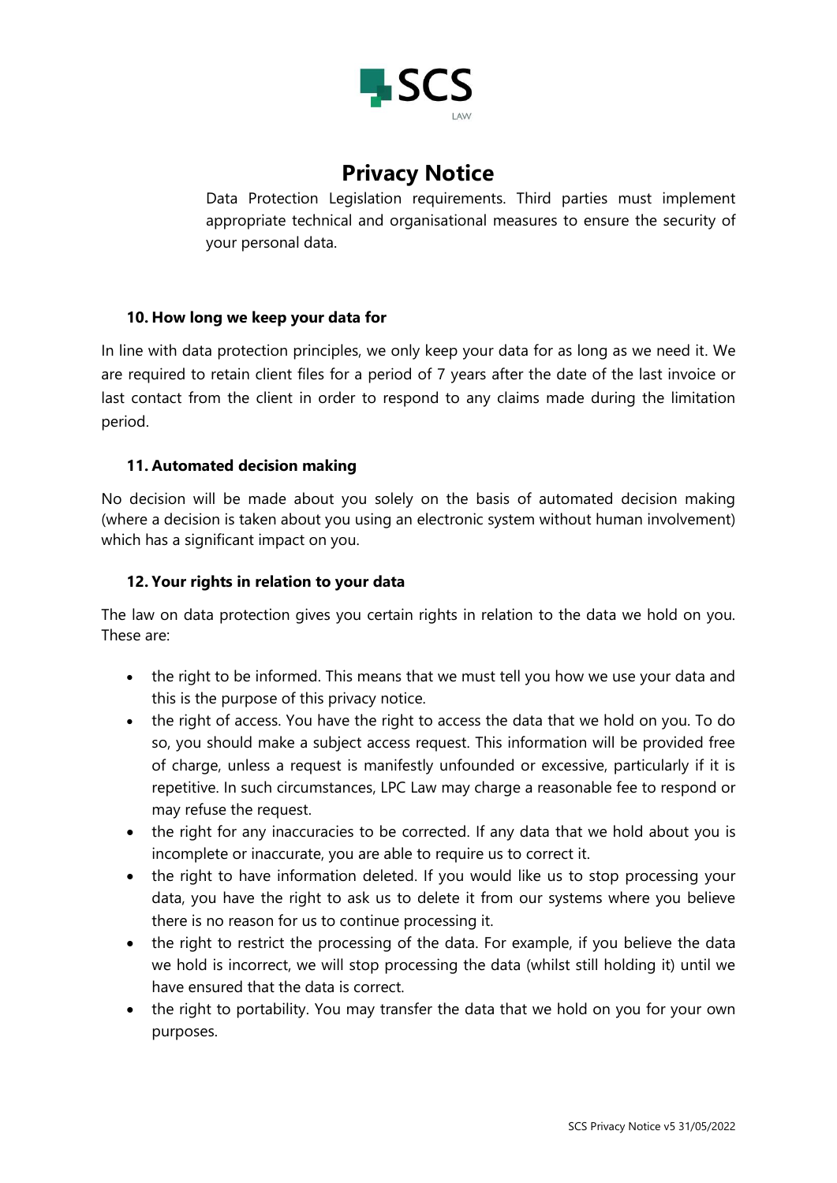Data Protection Legislation requirements. Third parties must implement appropriate technical and organisational measures to ensure the security of your personal data.

### 10. How long we keep your data for

In line with data protection principles, we only keep your data for as long as we need it. We are required to retain client files for a period of 7 years after the date of the last invoice or last contact from the client in order to respond to any claims made during the limitation period.

### 11. Automated decision making

No decision will be made about you solely on the basis of automated decision making (where a decision is taken about you using an electronic system without human involvement) which has a significant impact on you.

### 12. Your rights in relation to your data

The law on data protection gives you certain rights in relation to the data we hold on you. These are:

- the right to be informed. This means that we must tell you how we use your data and this is the purpose of this privacy notice.
- the right of access. You have the right to access the data that we hold on you. To do so, you should make a subject access request. This information will be provided free of charge, unless a request is manifestly unfounded or excessive, particularly if it is repetitive. In such circumstances, LPC Law may charge a reasonable fee to respond or may refuse the request.
- the right for any inaccuracies to be corrected. If any data that we hold about you is incomplete or inaccurate, you are able to require us to correct it.
- the right to have information deleted. If you would like us to stop processing your data, you have the right to ask us to delete it from our systems where you believe there is no reason for us to continue processing it.
- the right to restrict the processing of the data. For example, if you believe the data we hold is incorrect, we will stop processing the data (whilst still holding it) until we have ensured that the data is correct.
- the right to portability. You may transfer the data that we hold on you for your own purposes.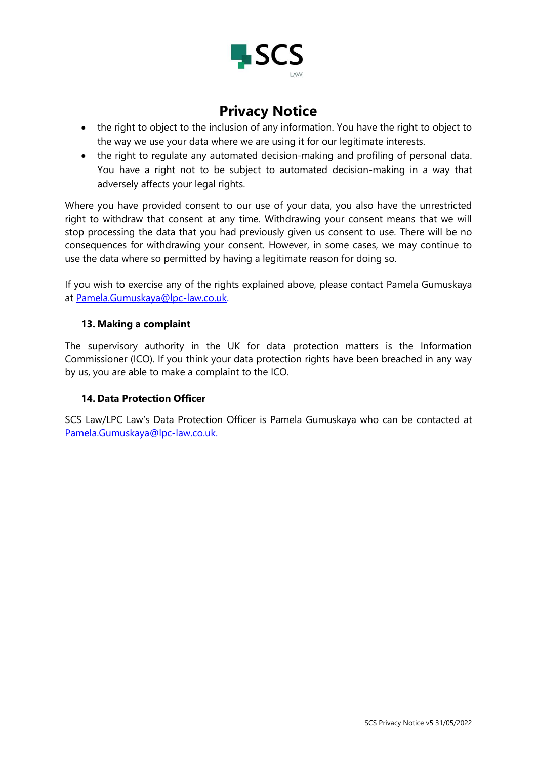# Privacy Notice

- the right to object to the inclusion of any information. You have the right to object to the way we use your data where we are using it for our legitimate interests.
- the right to regulate any automated decision-making and profiling of personal data. You have a right not to be subject to automated decision-making in a way that adversely affects your legal rights.

Where you have provided consent to our use of your data, you also have the unrestricted right to withdraw that consent at any time. Withdrawing your consent means that we will stop processing the data that you had previously given us consent to use. There will be no consequences for withdrawing your consent. However, in some cases, we may continue to use the data where so permitted by having a legitimate reason for doing so.

If you wish to exercise any of the rights explained above, please contact Pamela Gumuskaya at Pamela.Gumuskaya@lpc-law.co.uk.

## 13. Making a complaint

The supervisory authority in the UK for data protection matters is the Information Commissioner (ICO). If you think your data protection rights have been breached in any way by us, you are able to make a complaint to the ICO.

## 14. Data Protection Officer

SCS Law/LPC Law's Data Protection Officer is Pamela Gumuskaya who can be contacted at Pamela.Gumuskaya@lpc-law.co.uk.